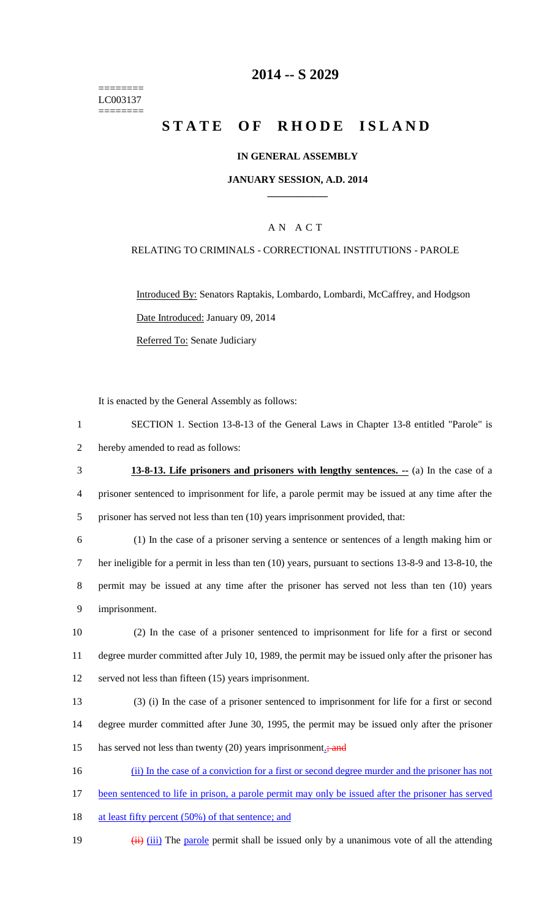========
LC003137
========

# 2014 -- S 2029

# STATE OF RHODE ISLAND

**IN GENERAL ASSEMBLY**

**JANUARY SESSION, A.D. 2014**

A N A C T

RELATING TO CRIMINALS - CORRECTIONAL INSTITUTIONS - PAROLE

Introduced By: Senators Raptakis, Lombardo, Lombardi, McCaffrey, and Hodgson

Date Introduced: January 09, 2014

Referred To: Senate Judiciary

It is enacted by the General Assembly as follows:

1 SECTION 1. Section 13-8-13 of the General Laws in Chapter 13-8 entitled "Parole" is
2 hereby amended to read as follows:

3 **13-8-13. Life prisoners and prisoners with lengthy sentences. --** (a) In the case of a
4 prisoner sentenced to imprisonment for life, a parole permit may be issued at any time after the
5 prisoner has served not less than ten (10) years imprisonment provided, that:

6 (1) In the case of a prisoner serving a sentence or sentences of a length making him or
7 her ineligible for a permit in less than ten (10) years, pursuant to sections 13-8-9 and 13-8-10, the
8 permit may be issued at any time after the prisoner has served not less than ten (10) years
9 imprisonment.

10 (2) In the case of a prisoner sentenced to imprisonment for life for a first or second
11 degree murder committed after July 10, 1989, the permit may be issued only after the prisoner has
12 served not less than fifteen (15) years imprisonment.

13 (3) (i) In the case of a prisoner sentenced to imprisonment for life for a first or second
14 degree murder committed after June 30, 1995, the permit may be issued only after the prisoner
15 has served not less than twenty (20) years imprisonment.; and

16 (ii) In the case of a conviction for a first or second degree murder and the prisoner has not
17 been sentenced to life in prison, a parole permit may only be issued after the prisoner has served
18 at least fifty percent (50%) of that sentence; and

19 (ii) (iii) The parole permit shall be issued only by a unanimous vote of all the attending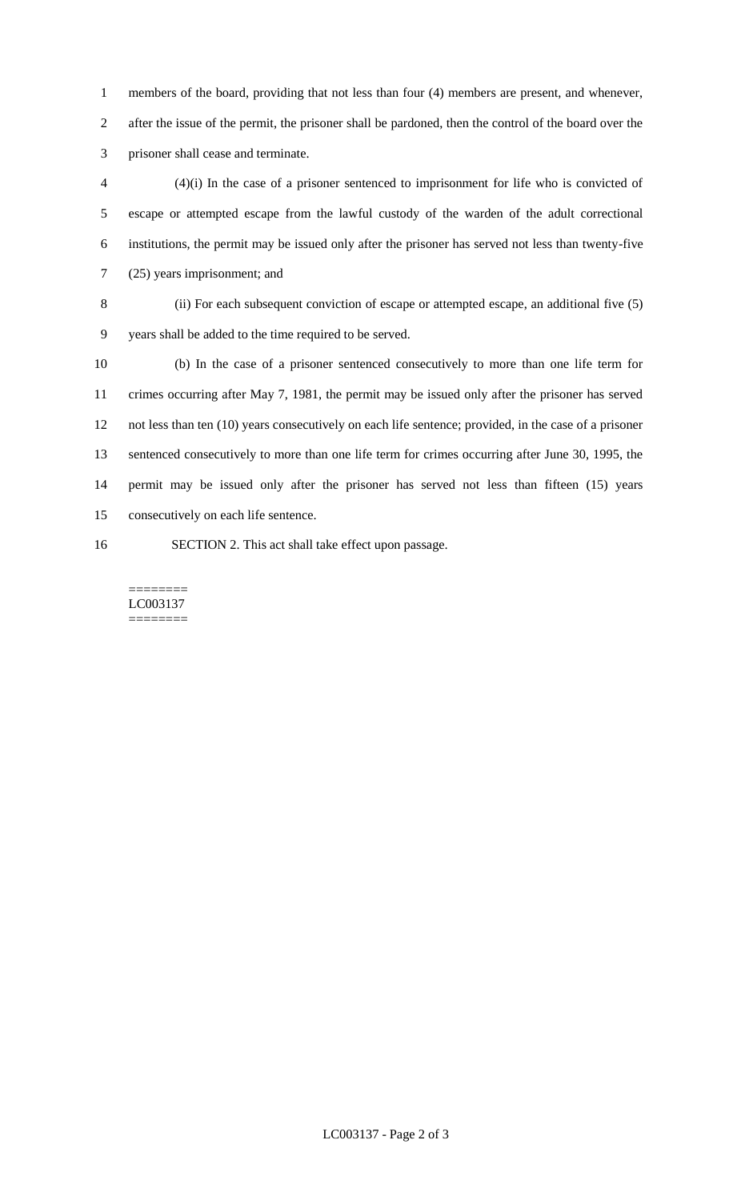members of the board, providing that not less than four (4) members are present, and whenever, after the issue of the permit, the prisoner shall be pardoned, then the control of the board over the prisoner shall cease and terminate.

(4)(i) In the case of a prisoner sentenced to imprisonment for life who is convicted of escape or attempted escape from the lawful custody of the warden of the adult correctional institutions, the permit may be issued only after the prisoner has served not less than twenty-five (25) years imprisonment; and

(ii) For each subsequent conviction of escape or attempted escape, an additional five (5) years shall be added to the time required to be served.

(b) In the case of a prisoner sentenced consecutively to more than one life term for crimes occurring after May 7, 1981, the permit may be issued only after the prisoner has served not less than ten (10) years consecutively on each life sentence; provided, in the case of a prisoner sentenced consecutively to more than one life term for crimes occurring after June 30, 1995, the permit may be issued only after the prisoner has served not less than fifteen (15) years consecutively on each life sentence.

SECTION 2. This act shall take effect upon passage.

========
LC003137
========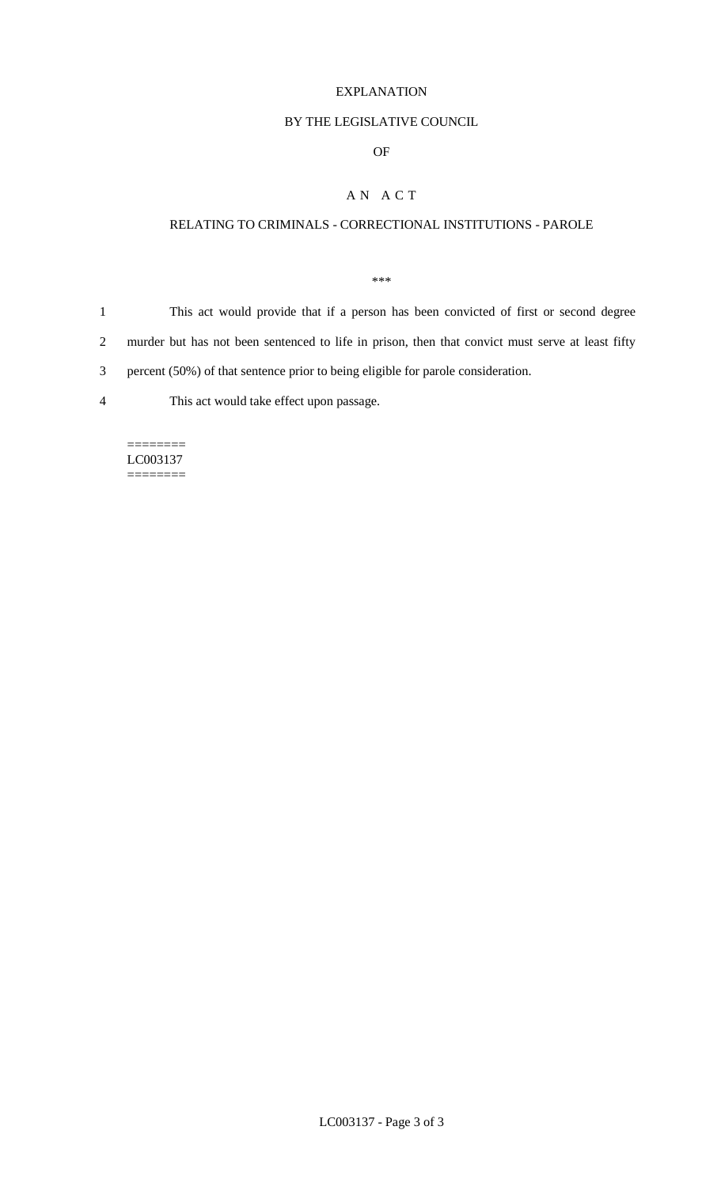EXPLANATION

BY THE LEGISLATIVE COUNCIL

OF

A N A C T

RELATING TO CRIMINALS - CORRECTIONAL INSTITUTIONS - PAROLE

\*\*\*

This act would provide that if a person has been convicted of first or second degree murder but has not been sentenced to life in prison, then that convict must serve at least fifty percent (50%) of that sentence prior to being eligible for parole consideration.

This act would take effect upon passage.

========
LC003137
========